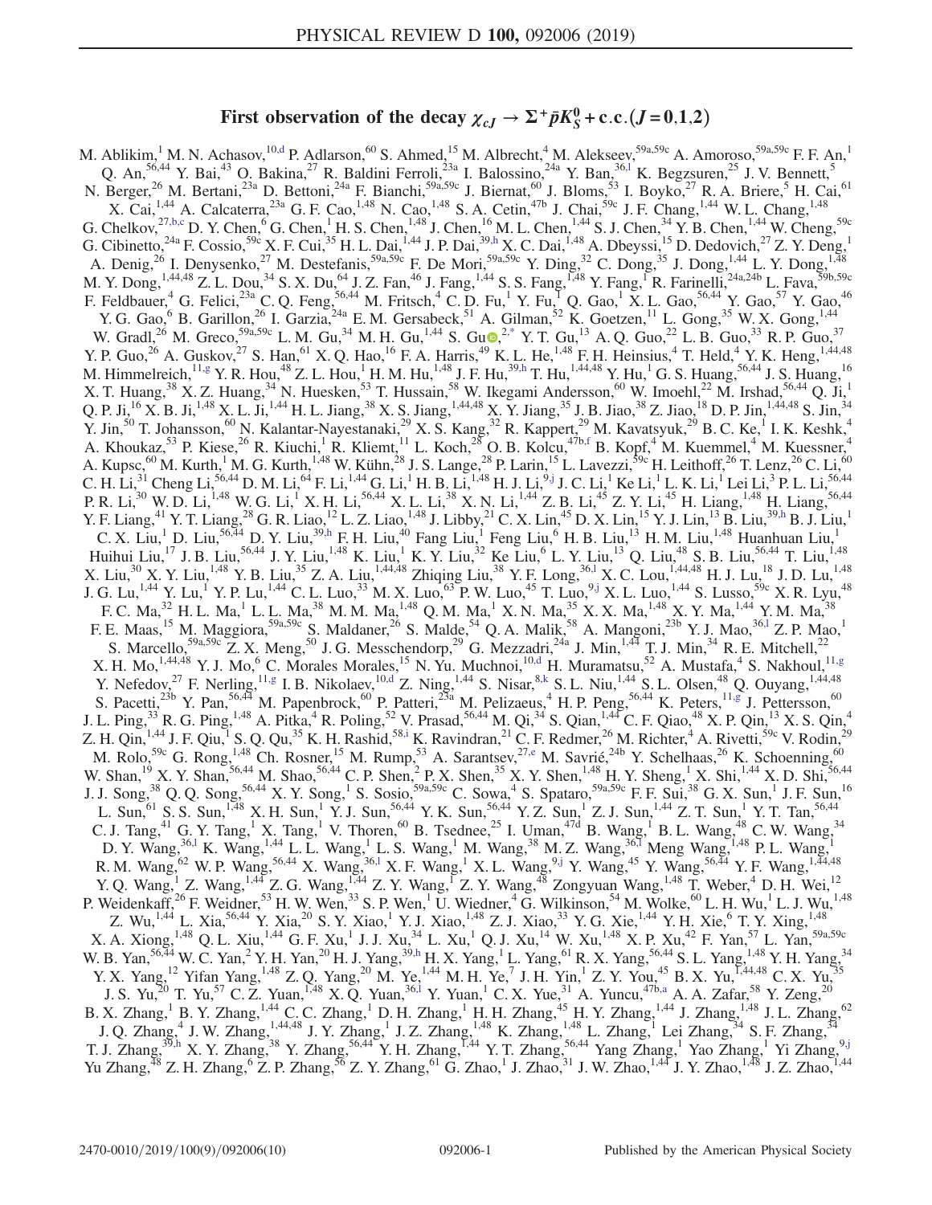# First observation of the decay $\chi_{cJ} \to \Sigma^+ \bar{p} K_S^0 + \text{c.c.}\,(J = 0,1,2)$

M. Ablikim,[1] M. N. Achasov,[10,d] P. Adlarson,[60] S. Ahmed,[15] M. Albrecht,[4] M. Alekseev,[59a,59c] A. Amoroso,[59a,59c] F. F. An,[1] Q. An,[56,44] Y. Bai,[43] O. Bakina,[27] R. Baldini Ferroli,[23a] I. Balossino,[24a] Y. Ban,[36,l] K. Begzsuren,[25] J. V. Bennett,[5] N. Berger,[26] M. Bertani,[23a] D. Bettoni,[24a] F. Bianchi,[59a,59c] J. Biernat,[60] J. Bloms,[53] I. Boyko,[27] R. A. Briere,[5] H. Cai,[61] X. Cai,[1,44] A. Calcaterra,[23a] G. F. Cao,[1,48] N. Cao,[1,48] S. A. Cetin,[47b] J. Chai,[59c] J. F. Chang,[1,44] W. L. Chang,[1,48] G. Chelkov,[27,b,c] D. Y. Chen,[6] G. Chen,[1] H. S. Chen,[1,48] J. Chen,[16] M. L. Chen,[1,44] S. J. Chen,[34] Y. B. Chen,[1,44] W. Cheng,[59c] G. Cibinetto,[24a] F. Cossio,[59c] X. F. Cui,[35] H. L. Dai,[1,44] J. P. Dai,[39,h] X. C. Dai,[1,48] A. Dbeyssi,[15] D. Dedovich,[27] Z. Y. Deng,[1] A. Denig,[26] I. Denysenko,[27] M. Destefanis,[59a,59c] F. De Mori,[59a,59c] Y. Ding,[32] C. Dong,[35] J. Dong,[1,44] L. Y. Dong,[1,48] M. Y. Dong,[1,44,48] Z. L. Dou,[34] S. X. Du,[64] J. Z. Fan,[46] J. Fang,[1,44] S. S. Fang,[1,48] Y. Fang,[1] R. Farinelli,[24a,24b] L. Fava,[59b,59c] F. Feldbauer,[4] G. Felici,[23a] C. Q. Feng,[56,44] M. Fritsch,[4] C. D. Fu,[1] Y. Fu,[1] Q. Gao,[1] X. L. Gao,[56,44] Y. Gao,[57] Y. Gao,[46] Y. G. Gao,[6] B. Garillon,[26] I. Garzia,[24a] E. M. Gersabeck,[51] A. Gilman,[52] K. Goetzen,[11] L. Gong,[35] W. X. Gong,[1,44] W. Gradl,[26] M. Greco,[59a,59c] L. M. Gu,[34] M. H. Gu,[1,44] S. Gu,[2,*] Y. T. Gu,[13] A. Q. Guo,[22] L. B. Guo,[33] R. P. Guo,[37] Y. P. Guo,[26] A. Guskov,[27] S. Han,[61] X. Q. Hao,[16] F. A. Harris,[49] K. L. He,[1,48] F. H. Heinsius,[4] T. Held,[4] Y. K. Heng,[1,44,48] M. Himmelreich,[11,g] Y. R. Hou,[48] Z. L. Hou,[1] H. M. Hu,[1,48] J. F. Hu,[39,h] T. Hu,[1,44,48] Y. Hu,[1] G. S. Huang,[56,44] J. S. Huang,[16] X. T. Huang,[38] X. Z. Huang,[34] N. Huesken,[53] T. Hussain,[58] W. Ikegami Andersson,[60] W. Imoehl,[22] M. Irshad,[56,44] Q. Ji,[1] Q. P. Ji,[16] X. B. Ji,[1,48] X. L. Ji,[1,44] H. L. Jiang,[38] X. S. Jiang,[1,44,48] X. Y. Jiang,[35] J. B. Jiao,[38] Z. Jiao,[18] D. P. Jin,[1,44,48] S. Jin,[34] Y. Jin,[50] T. Johansson,[60] N. Kalantar-Nayestanaki,[29] X. S. Kang,[32] R. Kappert,[29] M. Kavatsyuk,[29] B. C. Ke,[1] I. K. Keshk,[4] A. Khoukaz,[53] P. Kiese,[26] R. Kiuchi,[1] R. Kliemt,[11] L. Koch,[28] O. B. Kolcu,[47b,f] B. Kopf,[4] M. Kuemmel,[4] M. Kuessner,[4] A. Kupsc,[60] M. Kurth,[1] M. G. Kurth,[1,48] W. Kühn,[28] J. S. Lange,[28] P. Larin,[15] L. Lavezzi,[59c] H. Leithoff,[26] T. Lenz,[26] C. Li,[60] C. H. Li,[31] Cheng Li,[56,44] D. M. Li,[64] F. Li,[1,44] G. Li,[1] H. B. Li,[1,48] H. J. Li,[9,j] J. C. Li,[1] Ke Li,[1] L. K. Li,[1] Lei Li,[3] P. L. Li,[56,44] P. R. Li,[30] W. D. Li,[1,48] W. G. Li,[1] X. H. Li,[56,44] X. L. Li,[38] X. N. Li,[1,44] Z. B. Li,[45] Z. Y. Li,[45] H. Liang,[1,48] H. Liang,[56,44] Y. F. Liang,[41] Y. T. Liang,[28] G. R. Liao,[12] L. Z. Liao,[1,48] J. Libby,[21] C. X. Lin,[45] D. X. Lin,[15] Y. J. Lin,[13] B. Liu,[39,h] B. J. Liu,[1] C. X. Liu,[1] D. Liu,[56,44] D. Y. Liu,[39,h] F. H. Liu,[40] Fang Liu,[1] Feng Liu,[6] H. B. Liu,[13] H. M. Liu,[1,48] Huanhuan Liu,[1] Huihui Liu,[17] J. B. Liu,[56,44] J. Y. Liu,[1,48] K. Liu,[1] K. Y. Liu,[32] Ke Liu,[6] L. Y. Liu,[13] Q. Liu,[48] S. B. Liu,[56,44] T. Liu,[1,48] X. Liu,[30] X. Y. Liu,[1,48] Y. B. Liu,[35] Z. A. Liu,[1,44,48] Zhiqing Liu,[38] Y. F. Long,[36,l] X. C. Lou,[1,44,48] H. J. Lu,[18] J. D. Lu,[1,48] J. G. Lu,[1,44] Y. Lu,[1] Y. P. Lu,[1,44] C. L. Luo,[33] M. X. Luo,[63] P. W. Luo,[45] T. Luo,[9,j] X. L. Luo,[1,44] S. Lusso,[59c] X. R. Lyu,[48] F. C. Ma,[32] H. L. Ma,[1] L. L. Ma,[38] M. M. Ma,[1,48] Q. M. Ma,[1] X. N. Ma,[35] X. X. Ma,[1,48] X. Y. Ma,[1,44] Y. M. Ma,[38] F. E. Maas,[15] M. Maggiora,[59a,59c] S. Maldaner,[26] S. Malde,[54] Q. A. Malik,[58] A. Mangoni,[23b] Y. J. Mao,[36,l] Z. P. Mao,[1] S. Marcello,[59a,59c] Z. X. Meng,[50] J. G. Messchendorp,[29] G. Mezzadri,[24a] J. Min,[1,44] T. J. Min,[34] R. E. Mitchell,[22] X. H. Mo,[1,44,48] Y. J. Mo,[6] C. Morales Morales,[15] N. Yu. Muchnoi,[10,d] H. Muramatsu,[52] A. Mustafa,[4] S. Nakhoul,[11,g] Y. Nefedov,[27] F. Nerling,[11,g] I. B. Nikolaev,[10,d] Z. Ning,[1,44] S. Nisar,[8,k] S. L. Niu,[1,44] S. L. Olsen,[48] Q. Ouyang,[1,44,48] S. Pacetti,[23b] Y. Pan,[56,44] M. Papenbrock,[60] P. Patteri,[23a] M. Pelizaeus,[4] H. P. Peng,[56,44] K. Peters,[11,g] J. Pettersson,[60] J. L. Ping,[33] R. G. Ping,[1,48] A. Pitka,[4] R. Poling,[52] V. Prasad,[56,44] M. Qi,[34] S. Qian,[1,44] C. F. Qiao,[48] X. P. Qin,[13] X. S. Qin,[4] Z. H. Qin,[1,44] J. F. Qiu,[1] S. Q. Qu,[35] K. H. Rashid,[58,i] K. Ravindran,[21] C. F. Redmer,[26] M. Richter,[4] A. Rivetti,[59c] V. Rodin,[29] M. Rolo,[59c] G. Rong,[1,48] Ch. Rosner,[15] M. Rump,[53] A. Sarantsev,[27,e] M. Savrié,[24b] Y. Schelhaas,[26] K. Schoenning,[60] W. Shan,[19] X. Y. Shan,[56,44] M. Shao,[56,44] C. P. Shen,[2] P. X. Shen,[35] X. Y. Shen,[1,48] H. Y. Sheng,[1] X. Shi,[1,44] X. D. Shi,[56,44] J. J. Song,[38] Q. Q. Song,[56,44] X. Y. Song,[1] S. Sosio,[59a,59c] C. Sowa,[4] S. Spataro,[59a,59c] F. F. Sui,[38] G. X. Sun,[1] J. F. Sun,[16] L. Sun,[61] S. S. Sun,[1,48] X. H. Sun,[1] Y. J. Sun,[56,44] Y. K. Sun,[56,44] Y. Z. Sun,[1] Z. J. Sun,[1,44] Z. T. Sun,[1] Y. T. Tan,[56,44] C. J. Tang,[41] G. Y. Tang,[1] X. Tang,[1] V. Thoren,[60] B. Tsednee,[25] I. Uman,[47d] B. Wang,[1] B. L. Wang,[48] C. W. Wang,[34] D. Y. Wang,[36,l] K. Wang,[1,44] L. L. Wang,[1] L. S. Wang,[1] M. Wang,[38] M. Z. Wang,[36,l] Meng Wang,[1,48] P. L. Wang,[1] R. M. Wang,[62] W. P. Wang,[56,44] X. Wang,[36,l] X. F. Wang,[1] X. L. Wang,[9,j] Y. Wang,[45] Y. Wang,[56,44] Y. F. Wang,[1,44,48] Y. Q. Wang,[1] Z. Wang,[1,44] Z. G. Wang,[1,44] Z. Y. Wang,[1] Z. Y. Wang,[48] Zongyuan Wang,[1,48] T. Weber,[4] D. H. Wei,[12] P. Weidenkaff,[26] F. Weidner,[53] H. W. Wen,[33] S. P. Wen,[1] U. Wiedner,[4] G. Wilkinson,[54] M. Wolke,[60] L. H. Wu,[1] L. J. Wu,[1,48] Z. Wu,[1,44] L. Xia,[56,44] Y. Xia,[20] S. Y. Xiao,[1] Y. J. Xiao,[1,48] Z. J. Xiao,[33] Y. G. Xie,[1,44] Y. H. Xie,[6] T. Y. Xing,[1,48] X. A. Xiong,[1,48] Q. L. Xiu,[1,44] G. F. Xu,[1] J. J. Xu,[34] L. Xu,[1] Q. J. Xu,[14] W. Xu,[1,48] X. P. Xu,[42] F. Yan,[57] L. Yan,[59a,59c] W. B. Yan,[56,44] W. C. Yan,[2] Y. H. Yan,[20] H. J. Yang,[39,h] H. X. Yang,[1] L. Yang,[61] R. X. Yang,[56,44] S. L. Yang,[1,48] Y. H. Yang,[34] Y. X. Yang,[12] Yifan Yang,[1,48] Z. Q. Yang,[20] M. Ye,[1,44] M. H. Ye,[7] J. H. Yin,[1] Z. Y. You,[45] B. X. Yu,[1,44,48] C. X. Yu,[35] J. S. Yu,[20] T. Yu,[57] C. Z. Yuan,[1,48] X. Q. Yuan,[36,l] Y. Yuan,[1] C. X. Yue,[31] A. Yuncu,[47b,a] A. A. Zafar,[58] Y. Zeng,[20] B. X. Zhang,[1] B. Y. Zhang,[1,44] C. C. Zhang,[1] D. H. Zhang,[1] H. H. Zhang,[45] H. Y. Zhang,[1,44] J. Zhang,[1,48] J. L. Zhang,[62] J. Q. Zhang,[4] J. W. Zhang,[1,44,48] J. Y. Zhang,[1] J. Z. Zhang,[1,48] K. Zhang,[1,48] L. Zhang,[1] Lei Zhang,[34] S. F. Zhang,[34] T. J. Zhang,[39,h] X. Y. Zhang,[38] Y. Zhang,[56,44] Y. H. Zhang,[1,44] Y. T. Zhang,[56,44] Yang Zhang,[1] Yao Zhang,[1] Yi Zhang,[9,j] Yu Zhang,[48] Z. H. Zhang,[6] Z. P. Zhang,[56] Z. Y. Zhang,[61] G. Zhao,[1] J. Zhao,[31] J. W. Zhao,[1,44] J. Y. Zhao,[1,48] J. Z. Zhao,[1,44]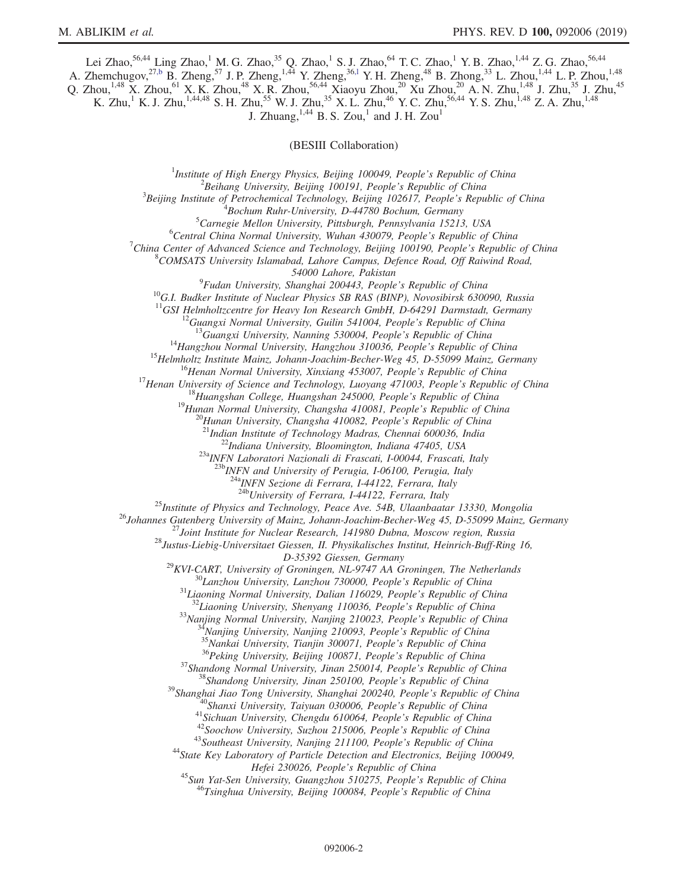Lei Zhao,[56,44] Ling Zhao,[1] M. G. Zhao,[35] Q. Zhao,[1] S. J. Zhao,[64] T. C. Zhao,[1] Y. B. Zhao,[1,44] Z. G. Zhao,[56,44] A. Zhemchugov,[27,b] B. Zheng,[57] J. P. Zheng,[1,44] Y. Zheng,[36,l] Y. H. Zheng,[48] B. Zhong,[33] L. Zhou,[1,44] L. P. Zhou,[1,48] Q. Zhou,[1,48] X. Zhou,[61] X. K. Zhou,[48] X. R. Zhou,[56,44] Xiaoyu Zhou,[20] Xu Zhou,[20] A. N. Zhu,[1,48] J. Zhu,[35] J. Zhu,[45] K. Zhu,[1] K. J. Zhu,[1,44,48] S. H. Zhu,[55] W. J. Zhu,[35] X. L. Zhu,[46] Y. C. Zhu,[56,44] Y. S. Zhu,[1,48] Z. A. Zhu,[1,48] J. Zhuang,[1,44] B. S. Zou,[1] and J. H. Zou[1]

(BESIII Collaboration)

[1]*Institute of High Energy Physics, Beijing 100049, People's Republic of China*
[2]*Beihang University, Beijing 100191, People's Republic of China*
[3]*Beijing Institute of Petrochemical Technology, Beijing 102617, People's Republic of China*
[4]*Bochum Ruhr-University, D-44780 Bochum, Germany*
[5]*Carnegie Mellon University, Pittsburgh, Pennsylvania 15213, USA*
[6]*Central China Normal University, Wuhan 430079, People's Republic of China*
[7]*China Center of Advanced Science and Technology, Beijing 100190, People's Republic of China*
[8]*COMSATS University Islamabad, Lahore Campus, Defence Road, Off Raiwind Road, 54000 Lahore, Pakistan*
[9]*Fudan University, Shanghai 200443, People's Republic of China*
[10]*G.I. Budker Institute of Nuclear Physics SB RAS (BINP), Novosibirsk 630090, Russia*
[11]*GSI Helmholtzcentre for Heavy Ion Research GmbH, D-64291 Darmstadt, Germany*
[12]*Guangxi Normal University, Guilin 541004, People's Republic of China*
[13]*Guangxi University, Nanning 530004, People's Republic of China*
[14]*Hangzhou Normal University, Hangzhou 310036, People's Republic of China*
[15]*Helmholtz Institute Mainz, Johann-Joachim-Becher-Weg 45, D-55099 Mainz, Germany*
[16]*Henan Normal University, Xinxiang 453007, People's Republic of China*
[17]*Henan University of Science and Technology, Luoyang 471003, People's Republic of China*
[18]*Huangshan College, Huangshan 245000, People's Republic of China*
[19]*Hunan Normal University, Changsha 410081, People's Republic of China*
[20]*Hunan University, Changsha 410082, People's Republic of China*
[21]*Indian Institute of Technology Madras, Chennai 600036, India*
[22]*Indiana University, Bloomington, Indiana 47405, USA*
[23a]*INFN Laboratori Nazionali di Frascati, I-00044, Frascati, Italy*
[23b]*INFN and University of Perugia, I-06100, Perugia, Italy*
[24a]*INFN Sezione di Ferrara, I-44122, Ferrara, Italy*
[24b]*University of Ferrara, I-44122, Ferrara, Italy*
[25]*Institute of Physics and Technology, Peace Ave. 54B, Ulaanbaatar 13330, Mongolia*
[26]*Johannes Gutenberg University of Mainz, Johann-Joachim-Becher-Weg 45, D-55099 Mainz, Germany*
[27]*Joint Institute for Nuclear Research, 141980 Dubna, Moscow region, Russia*
[28]*Justus-Liebig-Universitaet Giessen, II. Physikalisches Institut, Heinrich-Buff-Ring 16, D-35392 Giessen, Germany*
[29]*KVI-CART, University of Groningen, NL-9747 AA Groningen, The Netherlands*
[30]*Lanzhou University, Lanzhou 730000, People's Republic of China*
[31]*Liaoning Normal University, Dalian 116029, People's Republic of China*
[32]*Liaoning University, Shenyang 110036, People's Republic of China*
[33]*Nanjing Normal University, Nanjing 210023, People's Republic of China*
[34]*Nanjing University, Nanjing 210093, People's Republic of China*
[35]*Nankai University, Tianjin 300071, People's Republic of China*
[36]*Peking University, Beijing 100871, People's Republic of China*
[37]*Shandong Normal University, Jinan 250014, People's Republic of China*
[38]*Shandong University, Jinan 250100, People's Republic of China*
[39]*Shanghai Jiao Tong University, Shanghai 200240, People's Republic of China*
[40]*Shanxi University, Taiyuan 030006, People's Republic of China*
[41]*Sichuan University, Chengdu 610064, People's Republic of China*
[42]*Soochow University, Suzhou 215006, People's Republic of China*
[43]*Southeast University, Nanjing 211100, People's Republic of China*
[44]*State Key Laboratory of Particle Detection and Electronics, Beijing 100049, Hefei 230026, People's Republic of China*
[45]*Sun Yat-Sen University, Guangzhou 510275, People's Republic of China*
[46]*Tsinghua University, Beijing 100084, People's Republic of China*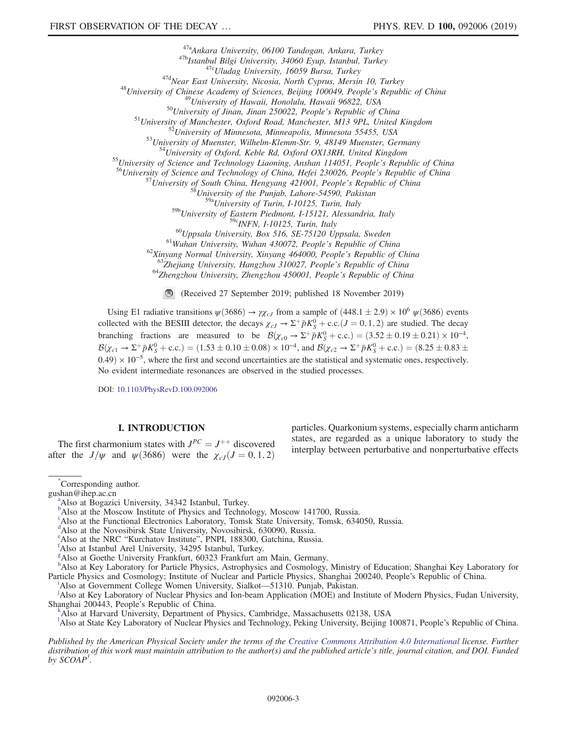[47a]Ankara University, 06100 Tandogan, Ankara, Turkey
[47b]Istanbul Bilgi University, 34060 Eyup, Istanbul, Turkey
[47c]Uludag University, 16059 Bursa, Turkey
[47d]Near East University, Nicosia, North Cyprus, Mersin 10, Turkey
[48]University of Chinese Academy of Sciences, Beijing 100049, People's Republic of China
[49]University of Hawaii, Honolulu, Hawaii 96822, USA
[50]University of Jinan, Jinan 250022, People's Republic of China
[51]University of Manchester, Oxford Road, Manchester, M13 9PL, United Kingdom
[52]University of Minnesota, Minneapolis, Minnesota 55455, USA
[53]University of Muenster, Wilhelm-Klemm-Str. 9, 48149 Muenster, Germany
[54]University of Oxford, Keble Rd, Oxford OX13RH, United Kingdom
[55]University of Science and Technology Liaoning, Anshan 114051, People's Republic of China
[56]University of Science and Technology of China, Hefei 230026, People's Republic of China
[57]University of South China, Hengyang 421001, People's Republic of China
[58]University of the Punjab, Lahore-54590, Pakistan
[59a]University of Turin, I-10125, Turin, Italy
[59b]University of Eastern Piedmont, I-15121, Alessandria, Italy
[59c]INFN, I-10125, Turin, Italy
[60]Uppsala University, Box 516, SE-75120 Uppsala, Sweden
[61]Wuhan University, Wuhan 430072, People's Republic of China
[62]Xinyang Normal University, Xinyang 464000, People's Republic of China
[63]Zhejiang University, Hangzhou 310027, People's Republic of China
[64]Zhengzhou University, Zhengzhou 450001, People's Republic of China

(Received 27 September 2019; published 18 November 2019)

Using E1 radiative transitions $\psi(3686) \to \gamma\chi_{cJ}$ from a sample of $(448.1 \pm 2.9) \times 10^6$ $\psi(3686)$ events collected with the BESIII detector, the decays $\chi_{cJ} \to \Sigma^+ \bar{p} K_S^0 + \text{c.c.} (J = 0, 1, 2)$ are studied. The decay branching fractions are measured to be $\mathcal{B}(\chi_{c0} \to \Sigma^+ \bar{p} K_S^0 + \text{c.c.}) = (3.52 \pm 0.19 \pm 0.21) \times 10^{-4}$, $\mathcal{B}(\chi_{c1} \to \Sigma^+ \bar{p} K_S^0 + \text{c.c.}) = (1.53 \pm 0.10 \pm 0.08) \times 10^{-4}$, and $\mathcal{B}(\chi_{c2} \to \Sigma^+ \bar{p} K_S^0 + \text{c.c.}) = (8.25 \pm 0.83 \pm 0.49) \times 10^{-5}$, where the first and second uncertainties are the statistical and systematic ones, respectively. No evident intermediate resonances are observed in the studied processes.

DOI: 10.1103/PhysRevD.100.092006

## I. INTRODUCTION

The first charmonium states with $J^{PC} = J^{++}$ discovered after the $J/\psi$ and $\psi(3686)$ were the $\chi_{cJ} (J = 0, 1, 2)$ particles. Quarkonium systems, especially charm anticharm states, are regarded as a unique laboratory to study the interplay between perturbative and nonperturbative effects

[*]Corresponding author.
gushan@ihep.ac.cn
[a]Also at Bogazici University, 34342 Istanbul, Turkey.
[b]Also at the Moscow Institute of Physics and Technology, Moscow 141700, Russia.
[c]Also at the Functional Electronics Laboratory, Tomsk State University, Tomsk, 634050, Russia.
[d]Also at the Novosibirsk State University, Novosibirsk, 630090, Russia.
[e]Also at the NRC "Kurchatov Institute", PNPI, 188300, Gatchina, Russia.
[f]Also at Istanbul Arel University, 34295 Istanbul, Turkey.
[g]Also at Goethe University Frankfurt, 60323 Frankfurt am Main, Germany.
[h]Also at Key Laboratory for Particle Physics, Astrophysics and Cosmology, Ministry of Education; Shanghai Key Laboratory for Particle Physics and Cosmology; Institute of Nuclear and Particle Physics, Shanghai 200240, People's Republic of China.
[i]Also at Government College Women University, Sialkot—51310. Punjab, Pakistan.
[j]Also at Key Laboratory of Nuclear Physics and Ion-beam Application (MOE) and Institute of Modern Physics, Fudan University, Shanghai 200443, People's Republic of China.
[k]Also at Harvard University, Department of Physics, Cambridge, Massachusetts 02138, USA
[l]Also at State Key Laboratory of Nuclear Physics and Technology, Peking University, Beijing 100871, People's Republic of China.

*Published by the American Physical Society under the terms of the Creative Commons Attribution 4.0 International license. Further distribution of this work must maintain attribution to the author(s) and the published article's title, journal citation, and DOI. Funded by SCOAP³.*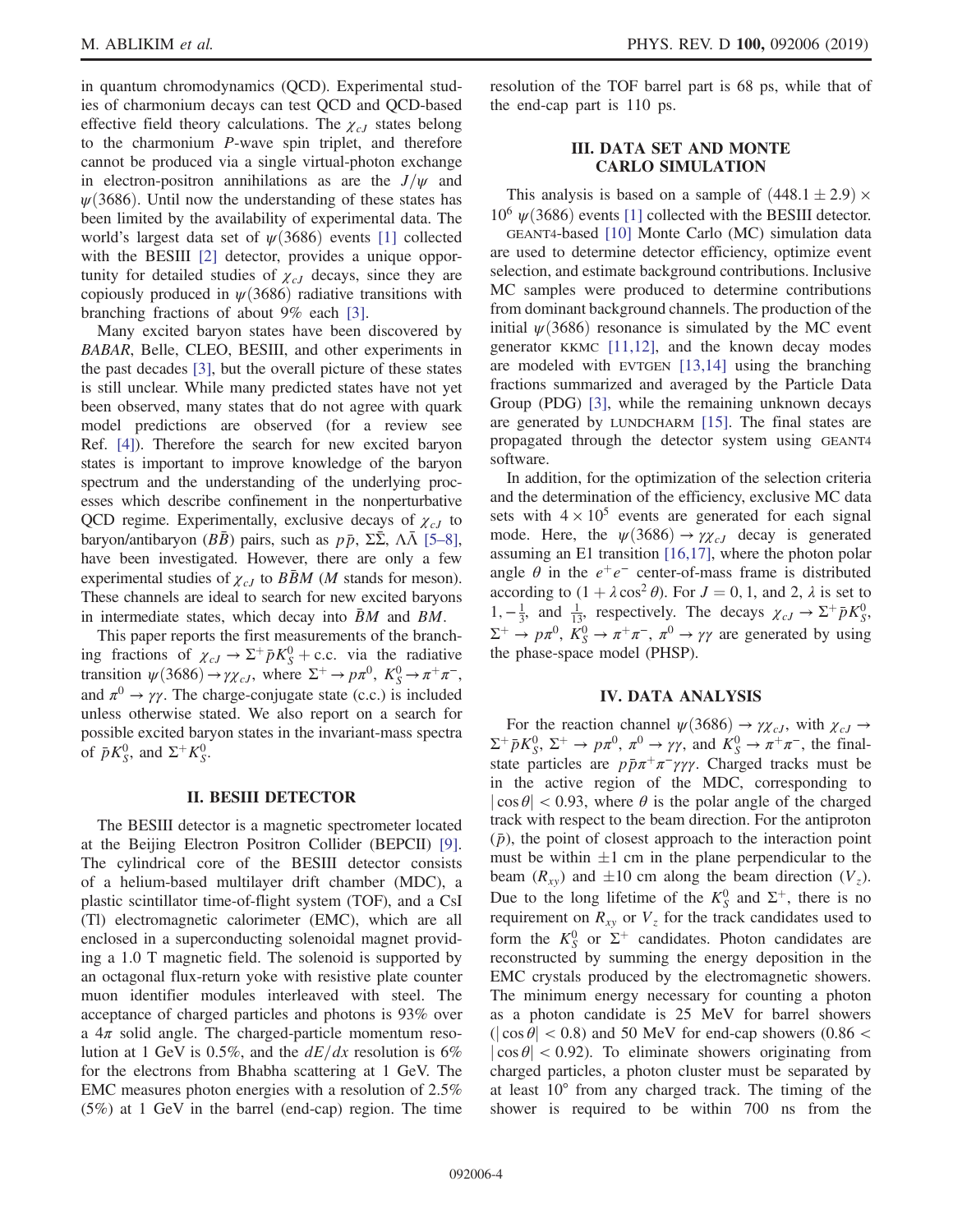in quantum chromodynamics (QCD). Experimental studies of charmonium decays can test QCD and QCD-based effective field theory calculations. The $\chi_{cJ}$ states belong to the charmonium $P$-wave spin triplet, and therefore cannot be produced via a single virtual-photon exchange in electron-positron annihilations as are the $J/\psi$ and $\psi(3686)$. Until now the understanding of these states has been limited by the availability of experimental data. The world's largest data set of $\psi(3686)$ events [1] collected with the BESIII [2] detector, provides a unique opportunity for detailed studies of $\chi_{cJ}$ decays, since they are copiously produced in $\psi(3686)$ radiative transitions with branching fractions of about 9% each [3].

Many excited baryon states have been discovered by *BABAR*, Belle, CLEO, BESIII, and other experiments in the past decades [3], but the overall picture of these states is still unclear. While many predicted states have not yet been observed, many states that do not agree with quark model predictions are observed (for a review see Ref. [4]). Therefore the search for new excited baryon states is important to improve knowledge of the baryon spectrum and the understanding of the underlying processes which describe confinement in the nonperturbative QCD regime. Experimentally, exclusive decays of $\chi_{cJ}$ to baryon/antibaryon ($B\bar{B}$) pairs, such as $p\bar{p}$, $\Sigma\bar{\Sigma}$, $\Lambda\bar{\Lambda}$ [5–8], have been investigated. However, there are only a few experimental studies of $\chi_{cJ}$ to $B\bar{B}M$ ($M$ stands for meson). These channels are ideal to search for new excited baryons in intermediate states, which decay into $\bar{B}M$ and $BM$.

This paper reports the first measurements of the branching fractions of $\chi_{cJ} \to \Sigma^+\bar{p}K_S^0 + \text{c.c.}$ via the radiative transition $\psi(3686) \to \gamma\chi_{cJ}$, where $\Sigma^+ \to p\pi^0$, $K_S^0 \to \pi^+\pi^-$, and $\pi^0 \to \gamma\gamma$. The charge-conjugate state (c.c.) is included unless otherwise stated. We also report on a search for possible excited baryon states in the invariant-mass spectra of $\bar{p}K_S^0$, and $\Sigma^+K_S^0$.

## II. BESIII DETECTOR

The BESIII detector is a magnetic spectrometer located at the Beijing Electron Positron Collider (BEPCII) [9]. The cylindrical core of the BESIII detector consists of a helium-based multilayer drift chamber (MDC), a plastic scintillator time-of-flight system (TOF), and a CsI (Tl) electromagnetic calorimeter (EMC), which are all enclosed in a superconducting solenoidal magnet providing a 1.0 T magnetic field. The solenoid is supported by an octagonal flux-return yoke with resistive plate counter muon identifier modules interleaved with steel. The acceptance of charged particles and photons is 93% over a $4\pi$ solid angle. The charged-particle momentum resolution at 1 GeV is 0.5%, and the $dE/dx$ resolution is 6% for the electrons from Bhabha scattering at 1 GeV. The EMC measures photon energies with a resolution of 2.5% (5%) at 1 GeV in the barrel (end-cap) region. The time resolution of the TOF barrel part is 68 ps, while that of the end-cap part is 110 ps.

## III. DATA SET AND MONTE CARLO SIMULATION

This analysis is based on a sample of $(448.1 \pm 2.9) \times 10^6$ $\psi(3686)$ events [1] collected with the BESIII detector. GEANT4-based [10] Monte Carlo (MC) simulation data are used to determine detector efficiency, optimize event selection, and estimate background contributions. Inclusive MC samples were produced to determine contributions from dominant background channels. The production of the initial $\psi(3686)$ resonance is simulated by the MC event generator KKMC [11,12], and the known decay modes are modeled with EVTGEN [13,14] using the branching fractions summarized and averaged by the Particle Data Group (PDG) [3], while the remaining unknown decays are generated by LUNDCHARM [15]. The final states are propagated through the detector system using GEANT4 software.

In addition, for the optimization of the selection criteria and the determination of the efficiency, exclusive MC data sets with $4 \times 10^5$ events are generated for each signal mode. Here, the $\psi(3686) \to \gamma\chi_{cJ}$ decay is generated assuming an E1 transition [16,17], where the photon polar angle $\theta$ in the $e^+e^-$ center-of-mass frame is distributed according to $(1 + \lambda\cos^2\theta)$. For $J = 0, 1$, and 2, $\lambda$ is set to $1, -\frac{1}{3}$, and $\frac{1}{13}$, respectively. The decays $\chi_{cJ} \to \Sigma^+\bar{p}K_S^0$, $\Sigma^+ \to p\pi^0$, $K_S^0 \to \pi^+\pi^-$, $\pi^0 \to \gamma\gamma$ are generated by using the phase-space model (PHSP).

## IV. DATA ANALYSIS

For the reaction channel $\psi(3686) \to \gamma\chi_{cJ}$, with $\chi_{cJ} \to \Sigma^+\bar{p}K_S^0$, $\Sigma^+ \to p\pi^0$, $\pi^0 \to \gamma\gamma$, and $K_S^0 \to \pi^+\pi^-$, the final-state particles are $p\bar{p}\pi^+\pi^-\gamma\gamma\gamma$. Charged tracks must be in the active region of the MDC, corresponding to $|\cos\theta| < 0.93$, where $\theta$ is the polar angle of the charged track with respect to the beam direction. For the antiproton ($\bar{p}$), the point of closest approach to the interaction point must be within $\pm 1$ cm in the plane perpendicular to the beam ($R_{xy}$) and $\pm 10$ cm along the beam direction ($V_z$). Due to the long lifetime of the $K_S^0$ and $\Sigma^+$, there is no requirement on $R_{xy}$ or $V_z$ for the track candidates used to form the $K_S^0$ or $\Sigma^+$ candidates. Photon candidates are reconstructed by summing the energy deposition in the EMC crystals produced by the electromagnetic showers. The minimum energy necessary for counting a photon as a photon candidate is 25 MeV for barrel showers ($|\cos\theta| < 0.8$) and 50 MeV for end-cap showers ($0.86 < |\cos\theta| < 0.92$). To eliminate showers originating from charged particles, a photon cluster must be separated by at least $10°$ from any charged track. The timing of the shower is required to be within 700 ns from the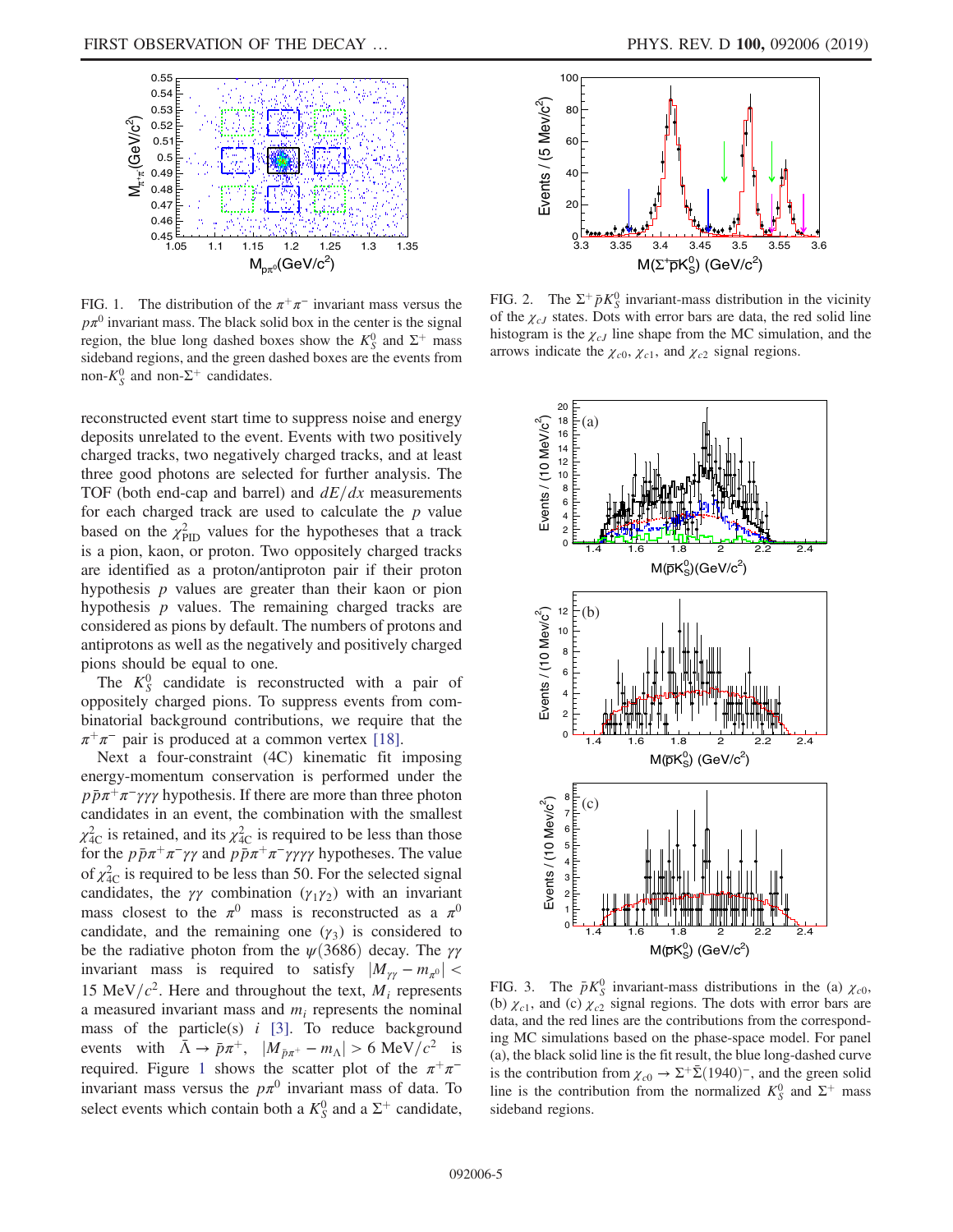FIG. 1. The distribution of the $\pi^+\pi^-$ invariant mass versus the $p\pi^0$ invariant mass. The black solid box in the center is the signal region, the blue long dashed boxes show the $K_S^0$ and $\Sigma^+$ mass sideband regions, and the green dashed boxes are the events from non-$K_S^0$ and non-$\Sigma^+$ candidates.

FIG. 2. The $\Sigma^+\bar{p}K_S^0$ invariant-mass distribution in the vicinity of the $\chi_{cJ}$ states. Dots with error bars are data, the red solid line histogram is the $\chi_{cJ}$ line shape from the MC simulation, and the arrows indicate the $\chi_{c0}$, $\chi_{c1}$, and $\chi_{c2}$ signal regions.

reconstructed event start time to suppress noise and energy deposits unrelated to the event. Events with two positively charged tracks, two negatively charged tracks, and at least three good photons are selected for further analysis. The TOF (both end-cap and barrel) and $dE/dx$ measurements for each charged track are used to calculate the $p$ value based on the $\chi^2_{\rm PID}$ values for the hypotheses that a track is a pion, kaon, or proton. Two oppositely charged tracks are identified as a proton/antiproton pair if their proton hypothesis $p$ values are greater than their kaon or pion hypothesis $p$ values. The remaining charged tracks are considered as pions by default. The numbers of protons and antiprotons as well as the negatively and positively charged pions should be equal to one.

The $K_S^0$ candidate is reconstructed with a pair of oppositely charged pions. To suppress events from combinatorial background contributions, we require that the $\pi^+\pi^-$ pair is produced at a common vertex [18].

Next a four-constraint (4C) kinematic fit imposing energy-momentum conservation is performed under the $p\bar{p}\pi^+\pi^-\gamma\gamma\gamma$ hypothesis. If there are more than three photon candidates in an event, the combination with the smallest $\chi^2_{\rm 4C}$ is retained, and its $\chi^2_{\rm 4C}$ is required to be less than those for the $p\bar{p}\pi^+\pi^-\gamma\gamma$ and $p\bar{p}\pi^+\pi^-\gamma\gamma\gamma\gamma$ hypotheses. The value of $\chi^2_{\rm 4C}$ is required to be less than 50. For the selected signal candidates, the $\gamma\gamma$ combination ($\gamma_1\gamma_2$) with an invariant mass closest to the $\pi^0$ mass is reconstructed as a $\pi^0$ candidate, and the remaining one ($\gamma_3$) is considered to be the radiative photon from the $\psi(3686)$ decay. The $\gamma\gamma$ invariant mass is required to satisfy $|M_{\gamma\gamma} - m_{\pi^0}| < 15~{\rm MeV}/c^2$. Here and throughout the text, $M_i$ represents a measured invariant mass and $m_i$ represents the nominal mass of the particle(s) $i$ [3]. To reduce background events with $\bar{\Lambda} \to \bar{p}\pi^+$, $|M_{\bar{p}\pi^+} - m_{\Lambda}| > 6~{\rm MeV}/c^2$ is required. Figure 1 shows the scatter plot of the $\pi^+\pi^-$ invariant mass versus the $p\pi^0$ invariant mass of data. To select events which contain both a $K_S^0$ and a $\Sigma^+$ candidate,

FIG. 3. The $\bar{p}K_S^0$ invariant-mass distributions in the (a) $\chi_{c0}$, (b) $\chi_{c1}$, and (c) $\chi_{c2}$ signal regions. The dots with error bars are the data, and the red lines are the contributions from the corresponding MC simulations based on the phase-space model. For panel (a), the black solid line is the fit result, the blue long-dashed curve is the contribution from $\chi_{c0} \to \Sigma^+\bar{\Sigma}(1940)^-$, and the green solid line is the contribution from the normalized $K_S^0$ and $\Sigma^+$ mass sideband regions.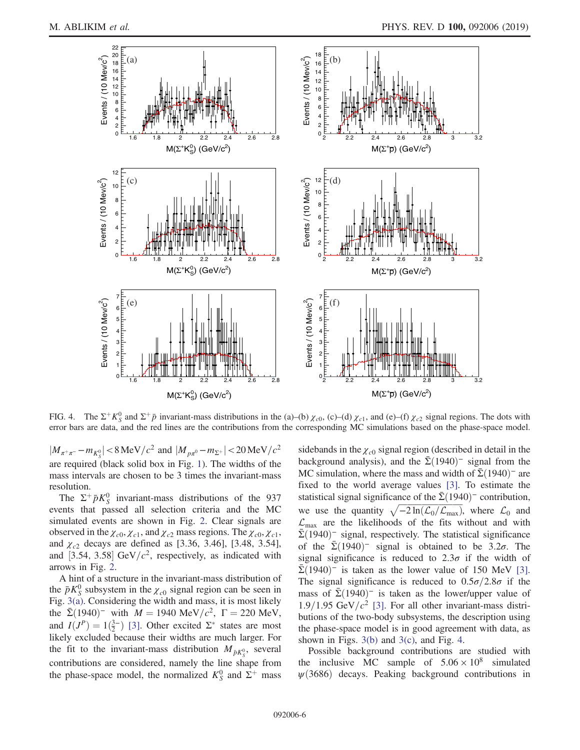FIG. 4. The $\Sigma^+ K_S^0$ and $\Sigma^+ \bar{p}$ invariant-mass distributions in the (a)–(b) $\chi_{c0}$, (c)–(d) $\chi_{c1}$, and (e)–(f) $\chi_{c2}$ signal regions. The dots with error bars are data, and the red lines are the contributions from the corresponding MC simulations based on the phase-space model.

$|M_{\pi^+\pi^-} - m_{K_S^0}| < 8\,\mathrm{MeV}/c^2$ and $|M_{p\pi^0} - m_{\Sigma^+}| < 20\,\mathrm{MeV}/c^2$ are required (black solid box in Fig. 1). The widths of the mass intervals are chosen to be 3 times the invariant-mass resolution.

The $\Sigma^+ \bar{p} K_S^0$ invariant-mass distributions of the 937 events that passed all selection criteria and the MC simulated events are shown in Fig. 2. Clear signals are observed in the $\chi_{c0}$, $\chi_{c1}$, and $\chi_{c2}$ mass regions. The $\chi_{c0}$, $\chi_{c1}$, and $\chi_{c2}$ decays are defined as [3.36, 3.46], [3.48, 3.54], and [3.54, 3.58] $\mathrm{GeV}/c^2$, respectively, as indicated with arrows in Fig. 2.

A hint of a structure in the invariant-mass distribution of the $\bar{p} K_S^0$ subsystem in the $\chi_{c0}$ signal region can be seen in Fig. 3(a). Considering the width and mass, it is most likely the $\bar{\Sigma}(1940)^-$ with $M = 1940\ \mathrm{MeV}/c^2$, $\Gamma = 220$ MeV, and $I(J^P) = 1(\frac{3}{2}^-)$ [3]. Other excited $\Sigma^*$ states are most likely excluded because their widths are much larger. For the fit to the invariant-mass distribution $M_{\bar{p}K_S^0}$, several contributions are considered, namely the line shape from the phase-space model, the normalized $K_S^0$ and $\Sigma^+$ mass sidebands in the $\chi_{c0}$ signal region (described in detail in the background analysis), and the $\bar{\Sigma}(1940)^-$ signal from the MC simulation, where the mass and width of $\bar{\Sigma}(1940)^-$ are fixed to the world average values [3]. To estimate the statistical signal significance of the $\bar{\Sigma}(1940)^-$ contribution, we use the quantity $\sqrt{-2\ln(\mathcal{L}_0/\mathcal{L}_{\max})}$, where $\mathcal{L}_0$ and $\mathcal{L}_{\max}$ are the likelihoods of the fits without and with $\bar{\Sigma}(1940)^-$ signal, respectively. The statistical significance of the $\bar{\Sigma}(1940)^-$ signal is obtained to be $3.2\sigma$. The signal significance is reduced to $2.3\sigma$ if the width of $\bar{\Sigma}(1940)^-$ is taken as the lower value of 150 MeV [3]. The signal significance is reduced to $0.5\sigma/2.8\sigma$ if the mass of $\bar{\Sigma}(1940)^-$ is taken as the lower/upper value of $1.9/1.95\ \mathrm{GeV}/c^2$ [3]. For all other invariant-mass distributions of the two-body subsystems, the description using the phase-space model is in good agreement with data, as shown in Figs. 3(b) and 3(c), and Fig. 4.

Possible background contributions are studied with the inclusive MC sample of $5.06 \times 10^8$ simulated $\psi(3686)$ decays. Peaking background contributions in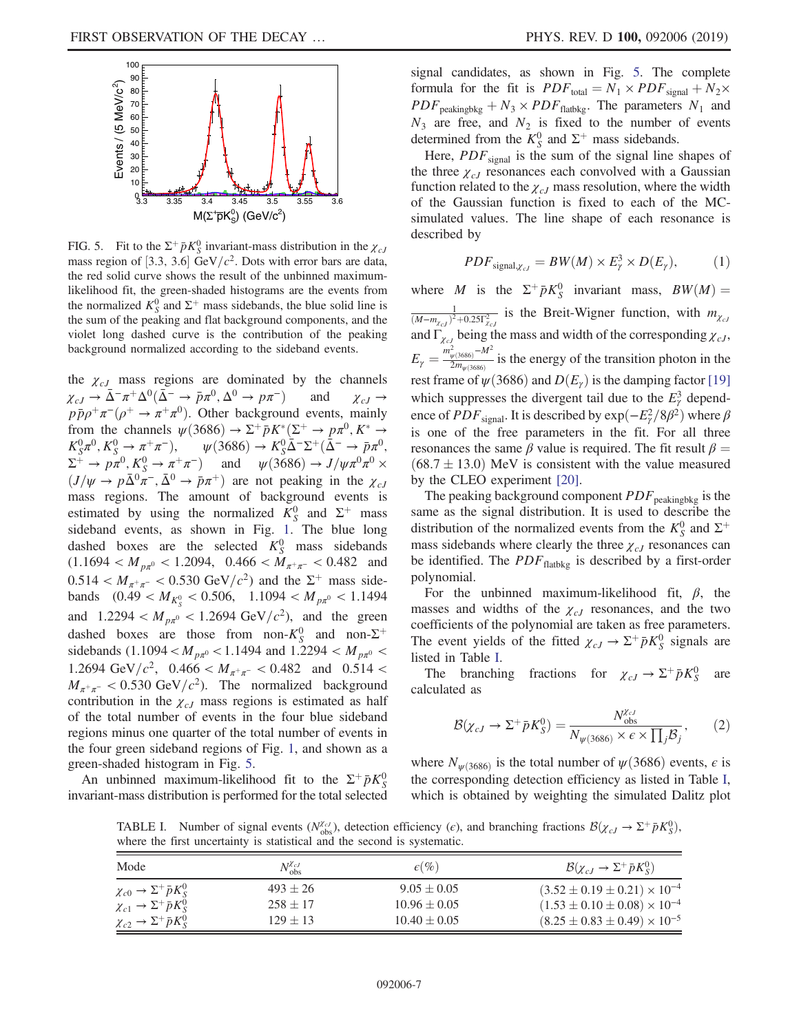FIG. 5. Fit to the $\Sigma^+\bar{p}K_S^0$ invariant-mass distribution in the $\chi_{cJ}$ mass region of [3.3, 3.6] $\mathrm{GeV}/c^2$. Dots with error bars are data, the red solid curve shows the result of the unbinned maximum-likelihood fit, the green-shaded histograms are the events from the normalized $K_S^0$ and $\Sigma^+$ mass sidebands, the blue solid line is the sum of the peaking and flat background components, and the violet long dashed curve is the contribution of the peaking background normalized according to the sideband events.

the $\chi_{cJ}$ mass regions are dominated by the channels $\chi_{cJ} \to \bar{\Delta}^-\pi^+\Delta^0(\bar{\Delta}^- \to \bar{p}\pi^0, \Delta^0 \to p\pi^-)$ and $\chi_{cJ} \to p\bar{p}\rho^+\pi^-(\rho^+ \to \pi^+\pi^0)$. Other background events, mainly from the channels $\psi(3686) \to \Sigma^+\bar{p}K^*(\Sigma^+ \to p\pi^0, K^* \to K_S^0\pi^0, K_S^0 \to \pi^+\pi^-)$, $\psi(3686) \to K_S^0\bar{\Delta}^-\Sigma^+(\bar{\Delta}^- \to \bar{p}\pi^0, \Sigma^+ \to p\pi^0, K_S^0 \to \pi^+\pi^-)$ and $\psi(3686) \to J/\psi\pi^0\pi^0 \times (J/\psi \to p\bar{\Delta}^0\pi^-, \bar{\Delta}^0 \to \bar{p}\pi^+)$ are not peaking in the $\chi_{cJ}$ mass regions. The amount of background events is estimated by using the normalized $K_S^0$ and $\Sigma^+$ mass sideband events, as shown in Fig. 1. The blue long dashed boxes are the selected $K_S^0$ mass sidebands ($1.1694 < M_{p\pi^0} < 1.2094$, $0.466 < M_{\pi^+\pi^-} < 0.482$ and $0.514 < M_{\pi^+\pi^-} < 0.530\ \mathrm{GeV}/c^2$) and the $\Sigma^+$ mass sidebands ($0.49 < M_{K_S^0} < 0.506$, $1.1094 < M_{p\pi^0} < 1.1494$ and $1.2294 < M_{p\pi^0} < 1.2694\ \mathrm{GeV}/c^2$), and the green dashed boxes are those from non-$K_S^0$ and non-$\Sigma^+$ sidebands ($1.1094 < M_{p\pi^0} < 1.1494$ and $1.2294 < M_{p\pi^0} < 1.2694\ \mathrm{GeV}/c^2$, $0.466 < M_{\pi^+\pi^-} < 0.482$ and $0.514 < M_{\pi^+\pi^-} < 0.530\ \mathrm{GeV}/c^2$). The normalized background contribution in the $\chi_{cJ}$ mass regions is estimated as half of the total number of events in the four blue sideband regions minus one quarter of the total number of events in the four green sideband regions of Fig. 1, and shown as a green-shaded histogram in Fig. 5.

An unbinned maximum-likelihood fit to the $\Sigma^+\bar{p}K_S^0$ invariant-mass distribution is performed for the total selected signal candidates, as shown in Fig. 5. The complete formula for the fit is $PDF_{\mathrm{total}} = N_1 \times PDF_{\mathrm{signal}} + N_2 \times PDF_{\mathrm{peakingbkg}} + N_3 \times PDF_{\mathrm{flatbkg}}$. The parameters $N_1$ and $N_3$ are free, and $N_2$ is fixed to the number of events determined from the $K_S^0$ and $\Sigma^+$ mass sidebands.

Here, $PDF_{\mathrm{signal}}$ is the sum of the signal line shapes of the three $\chi_{cJ}$ resonances each convolved with a Gaussian function related to the $\chi_{cJ}$ mass resolution, where the width of the Gaussian function is fixed to each of the MC-simulated values. The line shape of each resonance is described by

$$PDF_{\mathrm{signal},\chi_{cJ}} = BW(M) \times E_\gamma^3 \times D(E_\gamma), \tag{1}$$

where $M$ is the $\Sigma^+\bar{p}K_S^0$ invariant mass, $BW(M) = \frac{1}{(M-m_{\chi_{cJ}})^2+0.25\Gamma_{\chi_{cJ}}^2}$ is the Breit-Wigner function, with $m_{\chi_{cJ}}$ and $\Gamma_{\chi_{cJ}}$ being the mass and width of the corresponding $\chi_{cJ}$, $E_\gamma = \frac{m_{\psi(3686)}^2 - M^2}{2m_{\psi(3686)}}$ is the energy of the transition photon in the rest frame of $\psi(3686)$ and $D(E_\gamma)$ is the damping factor [19] which suppresses the divergent tail due to the $E_\gamma^3$ dependence of $PDF_{\mathrm{signal}}$. It is described by $\exp(-E_\gamma^2/8\beta^2)$ where $\beta$ is one of the free parameters in the fit. For all three resonances the same $\beta$ value is required. The fit result $\beta = (68.7 \pm 13.0)$ MeV is consistent with the value measured by the CLEO experiment [20].

The peaking background component $PDF_{\mathrm{peakingbkg}}$ is the same as the signal distribution. It is used to describe the distribution of the normalized events from the $K_S^0$ and $\Sigma^+$ mass sidebands where clearly the three $\chi_{cJ}$ resonances can be identified. The $PDF_{\mathrm{flatbkg}}$ is described by a first-order polynomial.

For the unbinned maximum-likelihood fit, $\beta$, the masses and widths of the $\chi_{cJ}$ resonances, and the two coefficients of the polynomial are taken as free parameters. The event yields of the fitted $\chi_{cJ} \to \Sigma^+\bar{p}K_S^0$ signals are listed in Table I.

The branching fractions for $\chi_{cJ} \to \Sigma^+\bar{p}K_S^0$ are calculated as

$$\mathcal{B}(\chi_{cJ} \to \Sigma^+\bar{p}K_S^0) = \frac{N_{\mathrm{obs}}^{\chi_{cJ}}}{N_{\psi(3686)} \times \epsilon \times \prod_j \mathcal{B}_j}, \tag{2}$$

where $N_{\psi(3686)}$ is the total number of $\psi(3686)$ events, $\epsilon$ is the corresponding detection efficiency as listed in Table I, which is obtained by weighting the simulated Dalitz plot

TABLE I. Number of signal events ($N_{\mathrm{obs}}^{\chi_{cJ}}$), detection efficiency ($\epsilon$), and branching fractions $\mathcal{B}(\chi_{cJ} \to \Sigma^+\bar{p}K_S^0)$, where the first uncertainty is statistical and the second is systematic.

| Mode | $N_{\mathrm{obs}}^{\chi_{cJ}}$ | $\epsilon(\%)$ | $\mathcal{B}(\chi_{cJ} \to \Sigma^+\bar{p}K_S^0)$ |
|---|---|---|---|
| $\chi_{c0} \to \Sigma^+\bar{p}K_S^0$ | $493 \pm 26$ | $9.05 \pm 0.05$ | $(3.52 \pm 0.19 \pm 0.21) \times 10^{-4}$ |
| $\chi_{c1} \to \Sigma^+\bar{p}K_S^0$ | $258 \pm 17$ | $10.96 \pm 0.05$ | $(1.53 \pm 0.10 \pm 0.08) \times 10^{-4}$ |
| $\chi_{c2} \to \Sigma^+\bar{p}K_S^0$ | $129 \pm 13$ | $10.40 \pm 0.05$ | $(8.25 \pm 0.83 \pm 0.49) \times 10^{-5}$ |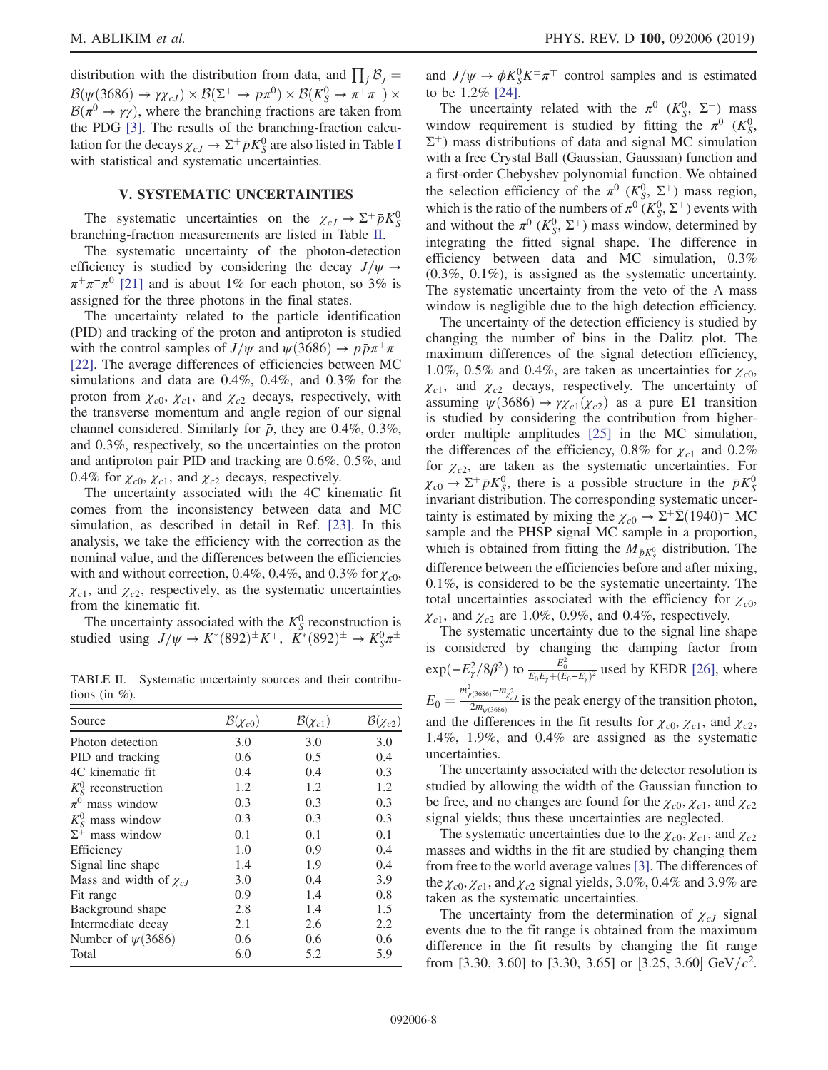distribution with the distribution from data, and $\prod_j \mathcal{B}_j = \mathcal{B}(\psi(3686) \to \gamma\chi_{cJ}) \times \mathcal{B}(\Sigma^+ \to p\pi^0) \times \mathcal{B}(K_S^0 \to \pi^+\pi^-) \times \mathcal{B}(\pi^0 \to \gamma\gamma)$, where the branching fractions are taken from the PDG [3]. The results of the branching-fraction calculation for the decays $\chi_{cJ} \to \Sigma^+ \bar{p} K_S^0$ are also listed in Table I with statistical and systematic uncertainties.

## V. SYSTEMATIC UNCERTAINTIES

The systematic uncertainties on the $\chi_{cJ} \to \Sigma^+ \bar{p} K_S^0$ branching-fraction measurements are listed in Table II.

The systematic uncertainty of the photon-detection efficiency is studied by considering the decay $J/\psi \to \pi^+\pi^-\pi^0$ [21] and is about 1% for each photon, so 3% is assigned for the three photons in the final states.

The uncertainty related to the particle identification (PID) and tracking of the proton and antiproton is studied with the control samples of $J/\psi$ and $\psi(3686) \to p\bar{p}\pi^+\pi^-$ [22]. The average differences of efficiencies between MC simulations and data are 0.4%, 0.4%, and 0.3% for the proton from $\chi_{c0}$, $\chi_{c1}$, and $\chi_{c2}$ decays, respectively, with the transverse momentum and angle region of our signal channel considered. Similarly for $\bar{p}$, they are 0.4%, 0.3%, and 0.3%, respectively, so the uncertainties on the proton and antiproton pair PID and tracking are 0.6%, 0.5%, and 0.4% for $\chi_{c0}$, $\chi_{c1}$, and $\chi_{c2}$ decays, respectively.

The uncertainty associated with the 4C kinematic fit comes from the inconsistency between data and MC simulation, as described in detail in Ref. [23]. In this analysis, we take the efficiency with the correction as the nominal value, and the differences between the efficiencies with and without correction, 0.4%, 0.4%, and 0.3% for $\chi_{c0}$, $\chi_{c1}$, and $\chi_{c2}$, respectively, as the systematic uncertainties from the kinematic fit.

The uncertainty associated with the $K_S^0$ reconstruction is studied using $J/\psi \to K^*(892)^\pm K^\mp$, $K^*(892)^\pm \to K_S^0\pi^\pm$ and $J/\psi \to \phi K_S^0 K^\pm \pi^\mp$ control samples and is estimated to be 1.2% [24].

TABLE II. Systematic uncertainty sources and their contributions (in %).

| Source | $\mathcal{B}(\chi_{c0})$ | $\mathcal{B}(\chi_{c1})$ | $\mathcal{B}(\chi_{c2})$ |
|---|---|---|---|
| Photon detection | 3.0 | 3.0 | 3.0 |
| PID and tracking | 0.6 | 0.5 | 0.4 |
| 4C kinematic fit | 0.4 | 0.4 | 0.3 |
| $K_S^0$ reconstruction | 1.2 | 1.2 | 1.2 |
| $\pi^0$ mass window | 0.3 | 0.3 | 0.3 |
| $K_S^0$ mass window | 0.3 | 0.3 | 0.3 |
| $\Sigma^+$ mass window | 0.1 | 0.1 | 0.1 |
| Efficiency | 1.0 | 0.9 | 0.4 |
| Signal line shape | 1.4 | 1.9 | 0.4 |
| Mass and width of $\chi_{cJ}$ | 3.0 | 0.4 | 3.9 |
| Fit range | 0.9 | 1.4 | 0.8 |
| Background shape | 2.8 | 1.4 | 1.5 |
| Intermediate decay | 2.1 | 2.6 | 2.2 |
| Number of $\psi(3686)$ | 0.6 | 0.6 | 0.6 |
| Total | 6.0 | 5.2 | 5.9 |

The uncertainty related with the $\pi^0$ ($K_S^0$, $\Sigma^+$) mass window requirement is studied by fitting the $\pi^0$ ($K_S^0$, $\Sigma^+$) mass distributions of data and signal MC simulation with a free Crystal Ball (Gaussian, Gaussian) function and a first-order Chebyshev polynomial function. We obtained the selection efficiency of the $\pi^0$ ($K_S^0$, $\Sigma^+$) mass region, which is the ratio of the numbers of $\pi^0$ ($K_S^0$, $\Sigma^+$) events with and without the $\pi^0$ ($K_S^0$, $\Sigma^+$) mass window, determined by integrating the fitted signal shape. The difference in efficiency between data and MC simulation, 0.3% (0.3%, 0.1%), is assigned as the systematic uncertainty. The systematic uncertainty from the veto of the $\Lambda$ mass window is negligible due to the high detection efficiency.

The uncertainty of the detection efficiency is studied by changing the number of bins in the Dalitz plot. The maximum differences of the signal detection efficiency, 1.0%, 0.5% and 0.4%, are taken as uncertainties for $\chi_{c0}$, $\chi_{c1}$, and $\chi_{c2}$ decays, respectively. The uncertainty of assuming $\psi(3686) \to \gamma\chi_{c1}(\chi_{c2})$ as a pure E1 transition is studied by considering the contribution from higher-order multiple amplitudes [25] in the MC simulation, the differences of the efficiency, 0.8% for $\chi_{c1}$ and 0.2% for $\chi_{c2}$, are taken as the systematic uncertainties. For $\chi_{c0} \to \Sigma^+ \bar{p} K_S^0$, there is a possible structure in the $\bar{p} K_S^0$ invariant distribution. The corresponding systematic uncertainty is estimated by mixing the $\chi_{c0} \to \Sigma^+ \bar{\Sigma}(1940)^-$ MC sample and the PHSP signal MC sample in a proportion, which is obtained from fitting the $M_{\bar{p}K_S^0}$ distribution. The difference between the efficiencies before and after mixing, 0.1%, is considered to be the systematic uncertainty. The total uncertainties associated with the efficiency for $\chi_{c0}$, $\chi_{c1}$, and $\chi_{c2}$ are 1.0%, 0.9%, and 0.4%, respectively.

The systematic uncertainty due to the signal line shape is considered by changing the damping factor from $\exp(-E_\gamma^2/8\beta^2)$ to $\frac{E_0^2}{E_0 E_\gamma + (E_0 - E_\gamma)^2}$ used by KEDR [26], where $E_0 = \frac{m_{\psi(3686)}^2 - m_{\chi_{cJ}}^2}{2m_{\psi(3686)}}$ is the peak energy of the transition photon, and the differences in the fit results for $\chi_{c0}$, $\chi_{c1}$, and $\chi_{c2}$, 1.4%, 1.9%, and 0.4% are assigned as the systematic uncertainties.

The uncertainty associated with the detector resolution is studied by allowing the width of the Gaussian function to be free, and no changes are found for the $\chi_{c0}$, $\chi_{c1}$, and $\chi_{c2}$ signal yields; thus these uncertainties are neglected.

The systematic uncertainties due to the $\chi_{c0}$, $\chi_{c1}$, and $\chi_{c2}$ masses and widths in the fit are studied by changing them from free to the world average values [3]. The differences of the $\chi_{c0}$, $\chi_{c1}$, and $\chi_{c2}$ signal yields, 3.0%, 0.4% and 3.9% are taken as the systematic uncertainties.

The uncertainty from the determination of $\chi_{cJ}$ signal events due to the fit range is obtained from the maximum difference in the fit results by changing the fit range from [3.30, 3.60] to [3.30, 3.65] or [3.25, 3.60] GeV/$c^2$.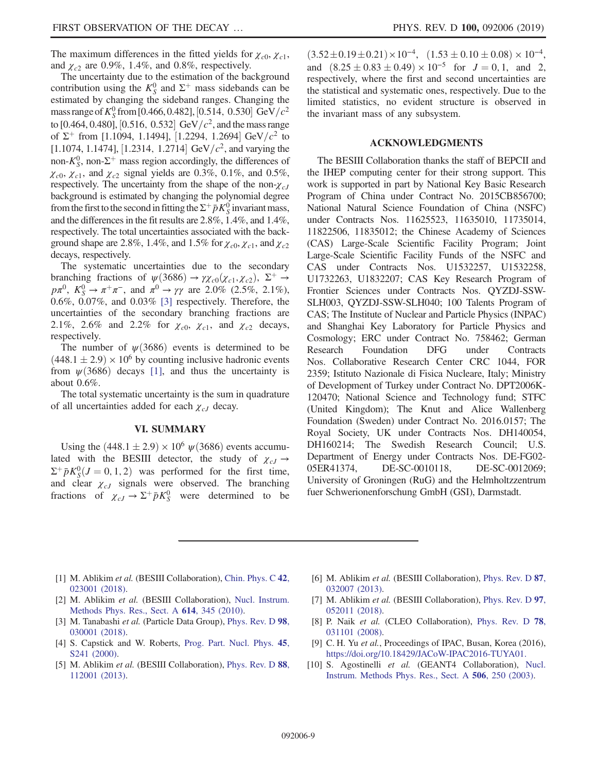The maximum differences in the fitted yields for $\chi_{c0}$, $\chi_{c1}$, and $\chi_{c2}$ are 0.9%, 1.4%, and 0.8%, respectively.

The uncertainty due to the estimation of the background contribution using the $K_S^0$ and $\Sigma^+$ mass sidebands can be estimated by changing the sideband ranges. Changing the mass range of $K_S^0$ from [0.466, 0.482], [0.514, 0.530] $\mathrm{GeV}/c^2$ to [0.464, 0.480], [0.516, 0.532] $\mathrm{GeV}/c^2$, and the mass range of $\Sigma^+$ from [1.1094, 1.1494], [1.2294, 1.2694] $\mathrm{GeV}/c^2$ to [1.1074, 1.1474], [1.2314, 1.2714] $\mathrm{GeV}/c^2$, and varying the non-$K_S^0$, non-$\Sigma^+$ mass region accordingly, the differences of $\chi_{c0}$, $\chi_{c1}$, and $\chi_{c2}$ signal yields are 0.3%, 0.1%, and 0.5%, respectively. The uncertainty from the shape of the non-$\chi_{cJ}$ background is estimated by changing the polynomial degree from the first to the second in fitting the $\Sigma^+\bar{p}K_S^0$ invariant mass, and the differences in the fit results are 2.8%, 1.4%, and 1.4%, respectively. The total uncertainties associated with the background shape are 2.8%, 1.4%, and 1.5% for $\chi_{c0}$, $\chi_{c1}$, and $\chi_{c2}$ decays, respectively.

The systematic uncertainties due to the secondary branching fractions of $\psi(3686) \to \gamma\chi_{c0}(\chi_{c1},\chi_{c2})$, $\Sigma^+ \to p\pi^0$, $K_S^0 \to \pi^+\pi^-$, and $\pi^0 \to \gamma\gamma$ are 2.0% (2.5%, 2.1%), 0.6%, 0.07%, and 0.03% [3] respectively. Therefore, the uncertainties of the secondary branching fractions are 2.1%, 2.6% and 2.2% for $\chi_{c0}$, $\chi_{c1}$, and $\chi_{c2}$ decays, respectively.

The number of $\psi(3686)$ events is determined to be $(448.1 \pm 2.9) \times 10^6$ by counting inclusive hadronic events from $\psi(3686)$ decays [1], and thus the uncertainty is about 0.6%.

The total systematic uncertainty is the sum in quadrature of all uncertainties added for each $\chi_{cJ}$ decay.

## VI. SUMMARY

Using the $(448.1 \pm 2.9) \times 10^6$ $\psi(3686)$ events accumulated with the BESIII detector, the study of $\chi_{cJ} \to \Sigma^+\bar{p}K_S^0 (J = 0, 1, 2)$ was performed for the first time, and clear $\chi_{cJ}$ signals were observed. The branching fractions of $\chi_{cJ} \to \Sigma^+\bar{p}K_S^0$ were determined to be $(3.52 \pm 0.19 \pm 0.21) \times 10^{-4}$, $(1.53 \pm 0.10 \pm 0.08) \times 10^{-4}$, and $(8.25 \pm 0.83 \pm 0.49) \times 10^{-5}$ for $J = 0, 1$, and 2, respectively, where the first and second uncertainties are the statistical and systematic ones, respectively. Due to the limited statistics, no evident structure is observed in the invariant mass of any subsystem.

## ACKNOWLEDGMENTS

The BESIII Collaboration thanks the staff of BEPCII and the IHEP computing center for their strong support. This work is supported in part by National Key Basic Research Program of China under Contract No. 2015CB856700; National Natural Science Foundation of China (NSFC) under Contracts Nos. 11625523, 11635010, 11735014, 11822506, 11835012; the Chinese Academy of Sciences (CAS) Large-Scale Scientific Facility Program; Joint Large-Scale Scientific Facility Funds of the NSFC and CAS under Contracts Nos. U1532257, U1532258, U1732263, U1832207; CAS Key Research Program of Frontier Sciences under Contracts Nos. QYZDJ-SSW-SLH003, QYZDJ-SSW-SLH040; 100 Talents Program of CAS; The Institute of Nuclear and Particle Physics (INPAC) and Shanghai Key Laboratory for Particle Physics and Cosmology; ERC under Contract No. 758462; German Research Foundation DFG under Contracts Nos. Collaborative Research Center CRC 1044, FOR 2359; Istituto Nazionale di Fisica Nucleare, Italy; Ministry of Development of Turkey under Contract No. DPT2006K-120470; National Science and Technology fund; STFC (United Kingdom); The Knut and Alice Wallenberg Foundation (Sweden) under Contract No. 2016.0157; The Royal Society, UK under Contracts Nos. DH140054, DH160214; The Swedish Research Council; U.S. Department of Energy under Contracts Nos. DE-FG02-05ER41374, DE-SC-0010118, DE-SC-0012069; University of Groningen (RuG) and the Helmholtzzentrum fuer Schwerionenforschung GmbH (GSI), Darmstadt.

---

[1] M. Ablikim *et al.* (BESIII Collaboration), Chin. Phys. C **42**, 023001 (2018).

[2] M. Ablikim *et al.* (BESIII Collaboration), Nucl. Instrum. Methods Phys. Res., Sect. A **614**, 345 (2010).

[3] M. Tanabashi *et al.* (Particle Data Group), Phys. Rev. D **98**, 030001 (2018).

[4] S. Capstick and W. Roberts, Prog. Part. Nucl. Phys. **45**, S241 (2000).

[5] M. Ablikim *et al.* (BESIII Collaboration), Phys. Rev. D **88**, 112001 (2013).

[6] M. Ablikim *et al.* (BESIII Collaboration), Phys. Rev. D **87**, 032007 (2013).

[7] M. Ablikim *et al.* (BESIII Collaboration), Phys. Rev. D **97**, 052011 (2018).

[8] P. Naik *et al.* (CLEO Collaboration), Phys. Rev. D **78**, 031101 (2008).

[9] C. H. Yu *et al.*, Proceedings of IPAC, Busan, Korea (2016), https://doi.org/10.18429/JACoW-IPAC2016-TUYA01.

[10] S. Agostinelli *et al.* (GEANT4 Collaboration), Nucl. Instrum. Methods Phys. Res., Sect. A **506**, 250 (2003).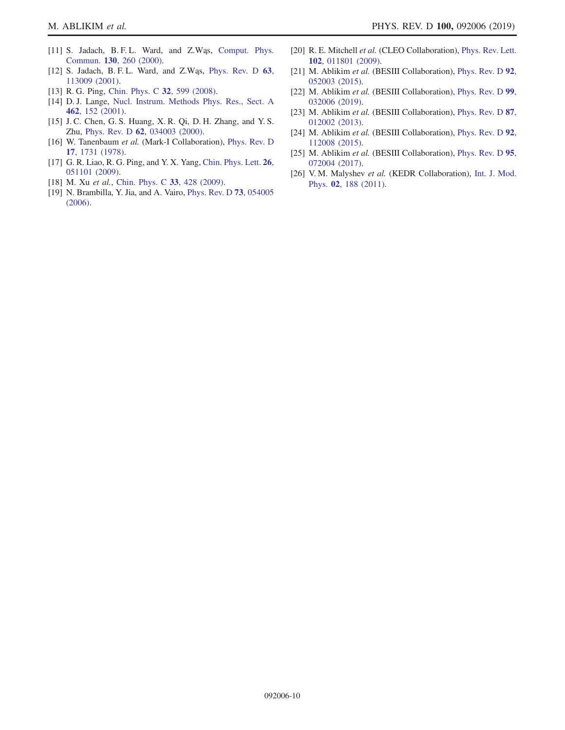[11] S. Jadach, B. F. L. Ward, and Z.Wąs, Comput. Phys. Commun. **130**, 260 (2000).

[12] S. Jadach, B. F. L. Ward, and Z.Wąs, Phys. Rev. D **63**, 113009 (2001).

[13] R. G. Ping, Chin. Phys. C **32**, 599 (2008).

[14] D. J. Lange, Nucl. Instrum. Methods Phys. Res., Sect. A **462**, 152 (2001).

[15] J. C. Chen, G. S. Huang, X. R. Qi, D. H. Zhang, and Y. S. Zhu, Phys. Rev. D **62**, 034003 (2000).

[16] W. Tanenbaum *et al.* (Mark-I Collaboration), Phys. Rev. D **17**, 1731 (1978).

[17] G. R. Liao, R. G. Ping, and Y. X. Yang, Chin. Phys. Lett. **26**, 051101 (2009).

[18] M. Xu *et al.*, Chin. Phys. C **33**, 428 (2009).

[19] N. Brambilla, Y. Jia, and A. Vairo, Phys. Rev. D **73**, 054005 (2006).

[20] R. E. Mitchell *et al.* (CLEO Collaboration), Phys. Rev. Lett. **102**, 011801 (2009).

[21] M. Ablikim *et al.* (BESIII Collaboration), Phys. Rev. D **92**, 052003 (2015).

[22] M. Ablikim *et al.* (BESIII Collaboration), Phys. Rev. D **99**, 032006 (2019).

[23] M. Ablikim *et al.* (BESIII Collaboration), Phys. Rev. D **87**, 012002 (2013).

[24] M. Ablikim *et al.* (BESIII Collaboration), Phys. Rev. D **92**, 112008 (2015).

[25] M. Ablikim *et al.* (BESIII Collaboration), Phys. Rev. D **95**, 072004 (2017).

[26] V. M. Malyshev *et al.* (KEDR Collaboration), Int. J. Mod. Phys. **02**, 188 (2011).